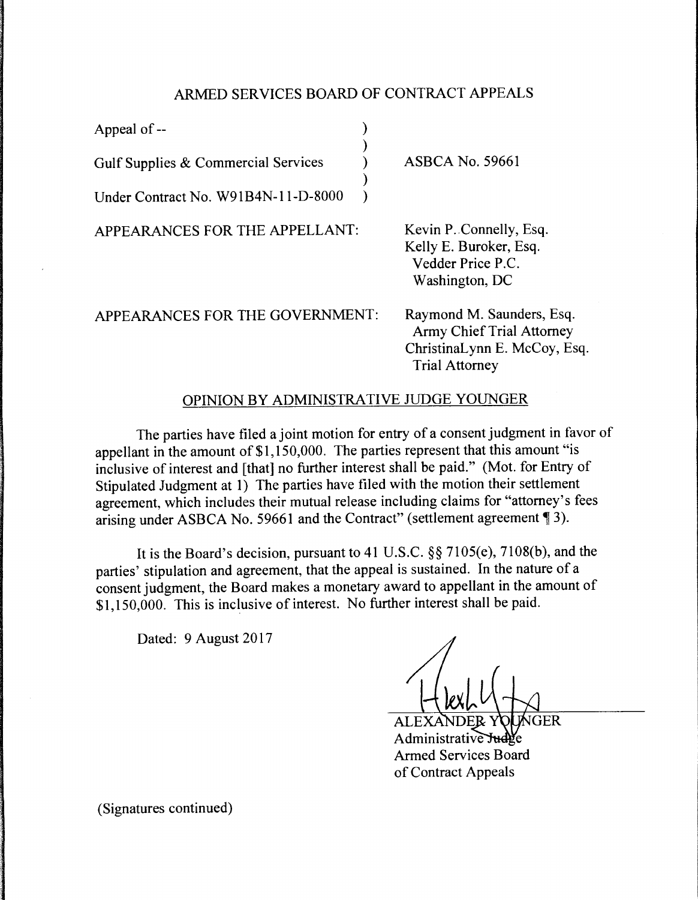# ARMED SERVICES BOARD OF CONTRACT APPEALS

| | |
|---|---|
| Appeal of -- <br><br> Gulf Supplies & Commercial Services <br><br> Under Contract No. W91B4N-11-D-8000 | ASBCA No. 59661 |
| APPEARANCES FOR THE APPELLANT: | Kevin P. Connelly, Esq. <br> Kelly E. Buroker, Esq. <br> Vedder Price P.C. <br> Washington, DC |
| APPEARANCES FOR THE GOVERNMENT: | Raymond M. Saunders, Esq. <br> Army Chief Trial Attorney <br> ChristinaLynn E. McCoy, Esq. <br> Trial Attorney |

## OPINION BY ADMINISTRATIVE JUDGE YOUNGER

The parties have filed a joint motion for entry of a consent judgment in favor of appellant in the amount of $1,150,000. The parties represent that this amount "is inclusive of interest and [that] no further interest shall be paid." (Mot. for Entry of Stipulated Judgment at 1) The parties have filed with the motion their settlement agreement, which includes their mutual release including claims for "attorney's fees arising under ASBCA No. 59661 and the Contract" (settlement agreement ¶ 3).

It is the Board's decision, pursuant to 41 U.S.C. §§ 7105(e), 7108(b), and the parties' stipulation and agreement, that the appeal is sustained. In the nature of a consent judgment, the Board makes a monetary award to appellant in the amount of $1,150,000. This is inclusive of interest. No further interest shall be paid.

Dated: 9 August 2017

ALEXANDER YOUNGER
Administrative Judge
Armed Services Board
of Contract Appeals

(Signatures continued)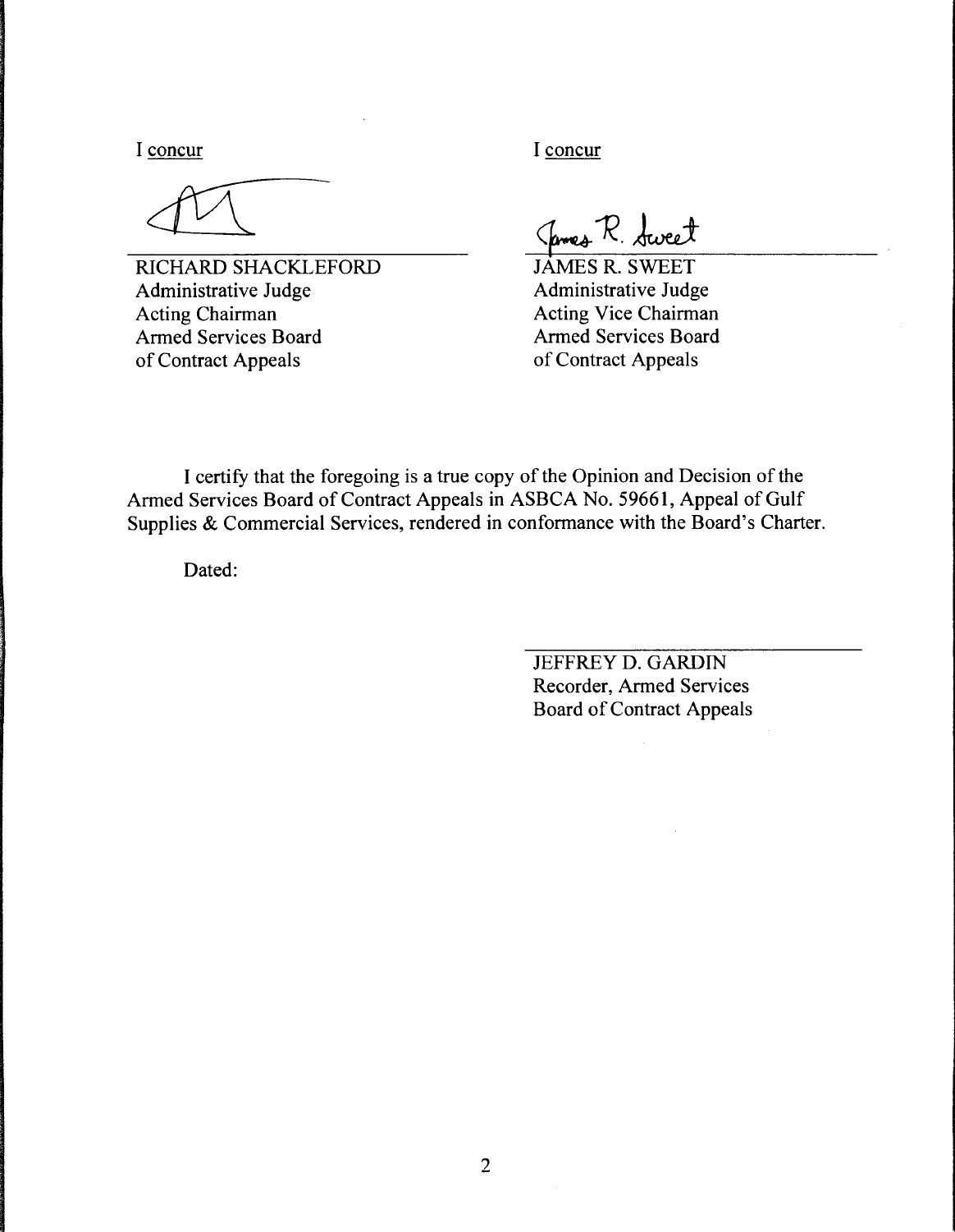I concur

RICHARD SHACKLEFORD
Administrative Judge
Acting Chairman
Armed Services Board
of Contract Appeals

I concur

JAMES R. SWEET
Administrative Judge
Acting Vice Chairman
Armed Services Board
of Contract Appeals

I certify that the foregoing is a true copy of the Opinion and Decision of the Armed Services Board of Contract Appeals in ASBCA No. 59661, Appeal of Gulf Supplies & Commercial Services, rendered in conformance with the Board's Charter.

Dated:

JEFFREY D. GARDIN
Recorder, Armed Services
Board of Contract Appeals